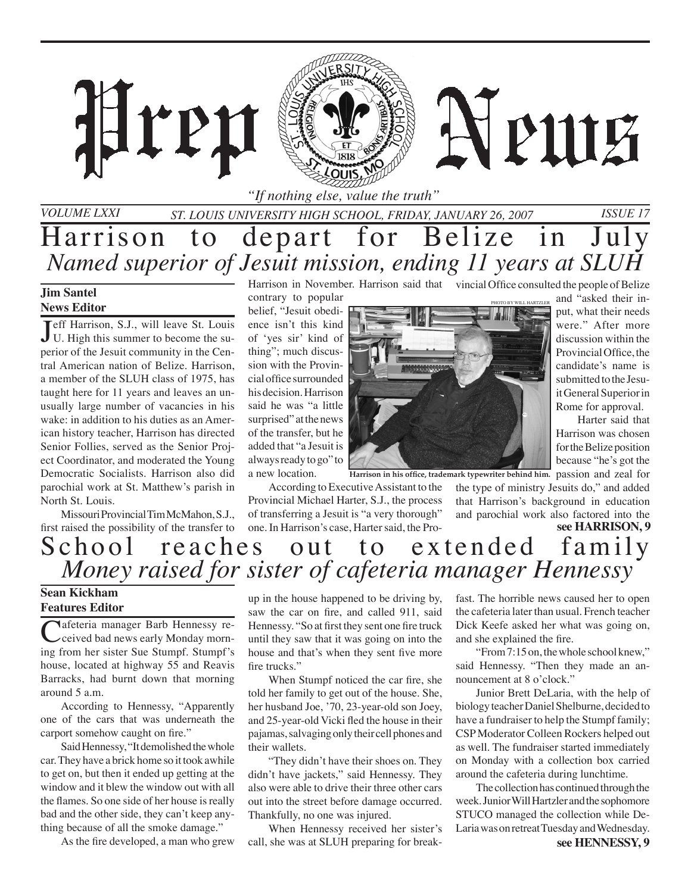# Prep News

*"If nothing else, value the truth"*

VOLUME LXXI — ST. LOUIS UNIVERSITY HIGH SCHOOL, FRIDAY, JANUARY 26, 2007 — ISSUE 17

## Harrison to depart for Belize in July

### *Named superior of Jesuit mission, ending 11 years at SLUH*

**Jim Santel**
**News Editor**

Jeff Harrison, S.J., will leave St. Louis U. High this summer to become the superior of the Jesuit community in the Central American nation of Belize. Harrison, a member of the SLUH class of 1975, has taught here for 11 years and leaves an unusually large number of vacancies in his wake: in addition to his duties as an American history teacher, Harrison has directed Senior Follies, served as the Senior Project Coordinator, and moderated the Young Democratic Socialists. Harrison also did parochial work at St. Matthew's parish in North St. Louis.

Missouri Provincial Tim McMahon, S.J., first raised the possibility of the transfer to Harrison in November. Harrison said that contrary to popular belief, "Jesuit obedience isn't this kind of 'yes sir' kind of thing"; much discussion with the Provincial office surrounded his decision. Harrison said he was "a little surprised" at the news of the transfer, but he added that "a Jesuit is always ready to go" to a new location.

According to Executive Assistant to the Provincial Michael Harter, S.J., the process of transferring a Jesuit is "a very thorough" one. In Harrison's case, Harter said, the Provincial Office consulted the people of Belize and "asked their input, what their needs were." After more discussion within the Provincial Office, the candidate's name is submitted to the Jesuit General Superior in Rome for approval.

PHOTO BY WILL HARTZLER

**Harrison in his office, trademark typewriter behind him.**

Harter said that Harrison was chosen for the Belize position because "he's got the passion and zeal for the type of ministry Jesuits do," and added that Harrison's background in education and parochial work also factored into the

**see HARRISON, 9**

## School reaches out to extended family

### *Money raised for sister of cafeteria manager Hennessy*

**Sean Kickham**
**Features Editor**

Cafeteria manager Barb Hennessy received bad news early Monday morning from her sister Sue Stumpf. Stumpf's house, located at highway 55 and Reavis Barracks, had burnt down that morning around 5 a.m.

According to Hennessy, "Apparently one of the cars that was underneath the carport somehow caught on fire."

Said Hennessy, "It demolished the whole car. They have a brick home so it took awhile to get on, but then it ended up getting at the window and it blew the window out with all the flames. So one side of her house is really bad and the other side, they can't keep anything because of all the smoke damage."

As the fire developed, a man who grew up in the house happened to be driving by, saw the car on fire, and called 911, said Hennessy. "So at first they sent one fire truck until they saw that it was going on into the house and that's when they sent five more fire trucks."

When Stumpf noticed the car fire, she told her family to get out of the house. She, her husband Joe, '70, 23-year-old son Joey, and 25-year-old Vicki fled the house in their pajamas, salvaging only their cell phones and their wallets.

"They didn't have their shoes on. They didn't have jackets," said Hennessy. They also were able to drive their three other cars out into the street before damage occurred. Thankfully, no one was injured.

When Hennessy received her sister's call, she was at SLUH preparing for breakfast. The horrible news caused her to open the cafeteria later than usual. French teacher Dick Keefe asked her what was going on, and she explained the fire.

"From 7:15 on, the whole school knew," said Hennessy. "Then they made an announcement at 8 o'clock."

Junior Brett DeLaria, with the help of biology teacher Daniel Shelburne, decided to have a fundraiser to help the Stumpf family; CSP Moderator Colleen Rockers helped out as well. The fundraiser started immediately on Monday with a collection box carried around the cafeteria during lunchtime.

The collection has continued through the week. Junior Will Hartzler and the sophomore STUCO managed the collection while DeLaria was on retreat Tuesday and Wednesday.

**see HENNESSY, 9**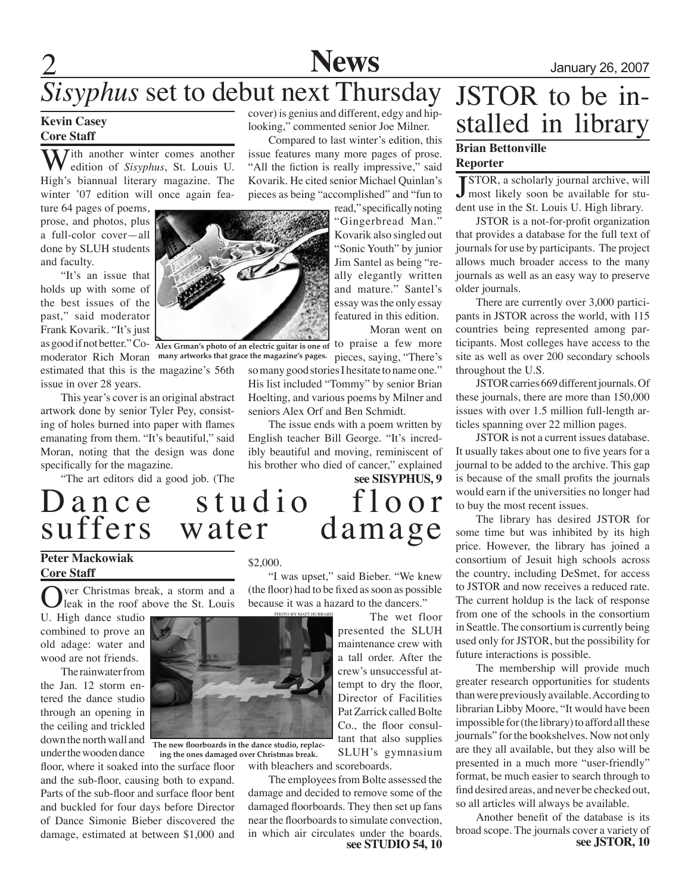# *Sisyphus* set to debut next Thursday

**Kevin Casey**
**Core Staff**

With another winter comes another edition of *Sisyphus*, St. Louis U. High's biannual literary magazine. The winter '07 edition will once again feature 64 pages of poems, prose, and photos, plus a full-color cover—all done by SLUH students and faculty.

"It's an issue that holds up with some of the best issues of the past," said moderator Frank Kovarik. "It's just as good if not better." Co-moderator Rich Moran estimated that this is the magazine's 56th issue in over 28 years.

This year's cover is an original abstract artwork done by senior Tyler Pey, consisting of holes burned into paper with flames emanating from them. "It's beautiful," said Moran, noting that the design was done specifically for the magazine.

"The art editors did a good job. (The cover) is genius and different, edgy and hip-looking," commented senior Joe Milner.

Compared to last winter's edition, this issue features many more pages of prose. "All the fiction is really impressive," said Kovarik. He cited senior Michael Quinlan's pieces as being "accomplished" and "fun to read," specifically noting "Gingerbread Man." Kovarik also singled out "Sonic Youth" by junior Jim Santel as being "really elegantly written and mature." Santel's essay was the only essay featured in this edition.

Alex Grman's photo of an electric guitar is one of many artworks that grace the magazine's pages.

Moran went on to praise a few more pieces, saying, "There's so many good stories I hesitate to name one." His list included "Tommy" by senior Brian Hoelting, and various poems by Milner and seniors Alex Orf and Ben Schmidt.

The issue ends with a poem written by English teacher Bill George. "It's incredibly beautiful and moving, reminiscent of his brother who died of cancer," explained

**see SISYPHUS, 9**

# Dance studio floor suffers water damage

**Peter Mackowiak**
**Core Staff**

Over Christmas break, a storm and a leak in the roof above the St. Louis U. High dance studio combined to prove an old adage: water and wood are not friends.

The rainwater from the Jan. 12 storm entered the dance studio through an opening in the ceiling and trickled down the north wall and under the wooden dance floor, where it soaked into the surface floor and the sub-floor, causing both to expand. Parts of the sub-floor and surface floor bent and buckled for four days before Director of Dance Simonie Bieber discovered the damage, estimated at between $1,000 and $2,000.

"I was upset," said Bieber. "We knew (the floor) had to be fixed as soon as possible because it was a hazard to the dancers."

PHOTO BY MATT HUBBARD

The new floorboards in the dance studio, replacing the ones damaged over Christmas break.

The wet floor presented the SLUH maintenance crew with a tall order. After the crew's unsuccessful attempt to dry the floor, Director of Facilities Pat Zarrick called Bolte Co., the floor consultant that also supplies SLUH's gymnasium with bleachers and scoreboards.

The employees from Bolte assessed the damage and decided to remove some of the damaged floorboards. They then set up fans near the floorboards to simulate convection, in which air circulates under the boards.

**see STUDIO 54, 10**

# JSTOR to be installed in library

**Brian Bettonville**
**Reporter**

JSTOR, a scholarly journal archive, will most likely soon be available for student use in the St. Louis U. High library.

JSTOR is a not-for-profit organization that provides a database for the full text of journals for use by participants. The project allows much broader access to the many journals as well as an easy way to preserve older journals.

There are currently over 3,000 participants in JSTOR across the world, with 115 countries being represented among participants. Most colleges have access to the site as well as over 200 secondary schools throughout the U.S.

JSTOR carries 669 different journals. Of these journals, there are more than 150,000 issues with over 1.5 million full-length articles spanning over 22 million pages.

JSTOR is not a current issues database. It usually takes about one to five years for a journal to be added to the archive. This gap is because of the small profits the journals would earn if the universities no longer had to buy the most recent issues.

The library has desired JSTOR for some time but was inhibited by its high price. However, the library has joined a consortium of Jesuit high schools across the country, including DeSmet, for access to JSTOR and now receives a reduced rate. The current holdup is the lack of response from one of the schools in the consortium in Seattle. The consortium is currently being used only for JSTOR, but the possibility for future interactions is possible.

The membership will provide much greater research opportunities for students than were previously available. According to librarian Libby Moore, "It would have been impossible for (the library) to afford all these journals" for the bookshelves. Now not only are they all available, but they also will be presented in a much more "user-friendly" format, be much easier to search through to find desired areas, and never be checked out, so all articles will always be available.

Another benefit of the database is its broad scope. The journals cover a variety of

**see JSTOR, 10**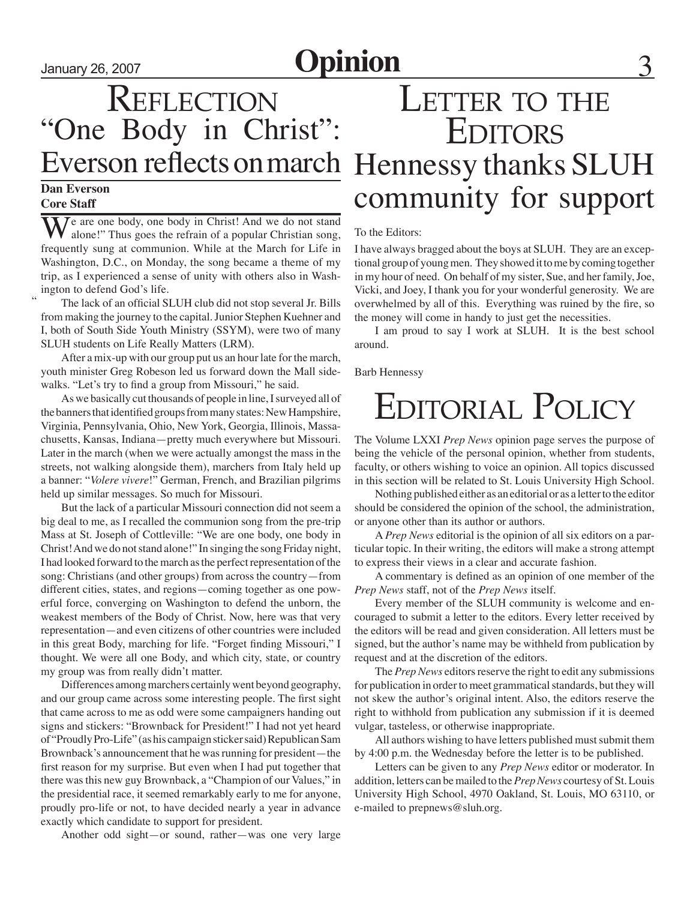# Opinion

# Reflection

## "One Body in Christ": Everson reflects on march

**Dan Everson**
**Core Staff**

"We are one body, one body in Christ! And we do not stand alone!" Thus goes the refrain of a popular Christian song, frequently sung at communion. While at the March for Life in Washington, D.C., on Monday, the song became a theme of my trip, as I experienced a sense of unity with others also in Washington to defend God's life.

The lack of an official SLUH club did not stop several Jr. Bills from making the journey to the capital. Junior Stephen Kuehner and I, both of South Side Youth Ministry (SSYM), were two of many SLUH students on Life Really Matters (LRM).

After a mix-up with our group put us an hour late for the march, youth minister Greg Robeson led us forward down the Mall sidewalks. "Let's try to find a group from Missouri," he said.

As we basically cut thousands of people in line, I surveyed all of the banners that identified groups from many states: New Hampshire, Virginia, Pennsylvania, Ohio, New York, Georgia, Illinois, Massachusetts, Kansas, Indiana—pretty much everywhere but Missouri. Later in the march (when we were actually amongst the mass in the streets, not walking alongside them), marchers from Italy held up a banner: "*Volere vivere*!" German, French, and Brazilian pilgrims held up similar messages. So much for Missouri.

But the lack of a particular Missouri connection did not seem a big deal to me, as I recalled the communion song from the pre-trip Mass at St. Joseph of Cottleville: "We are one body, one body in Christ! And we do not stand alone!" In singing the song Friday night, I had looked forward to the march as the perfect representation of the song: Christians (and other groups) from across the country—from different cities, states, and regions—coming together as one powerful force, converging on Washington to defend the unborn, the weakest members of the Body of Christ. Now, here was that very representation—and even citizens of other countries were included in this great Body, marching for life. "Forget finding Missouri," I thought. We were all one Body, and which city, state, or country my group was from really didn't matter.

Differences among marchers certainly went beyond geography, and our group came across some interesting people. The first sight that came across to me as odd were some campaigners handing out signs and stickers: "Brownback for President!" I had not yet heard of "Proudly Pro-Life" (as his campaign sticker said) Republican Sam Brownback's announcement that he was running for president—the first reason for my surprise. But even when I had put together that there was this new guy Brownback, a "Champion of our Values," in the presidential race, it seemed remarkably early to me for anyone, proudly pro-life or not, to have decided nearly a year in advance exactly which candidate to support for president.

Another odd sight—or sound, rather—was one very large

# Letter to the Editors

## Hennessy thanks SLUH community for support

To the Editors:

I have always bragged about the boys at SLUH. They are an exceptional group of young men. They showed it to me by coming together in my hour of need. On behalf of my sister, Sue, and her family, Joe, Vicki, and Joey, I thank you for your wonderful generosity. We are overwhelmed by all of this. Everything was ruined by the fire, so the money will come in handy to just get the necessities.

I am proud to say I work at SLUH. It is the best school around.

Barb Hennessy

# Editorial Policy

The Volume LXXI *Prep News* opinion page serves the purpose of being the vehicle of the personal opinion, whether from students, faculty, or others wishing to voice an opinion. All topics discussed in this section will be related to St. Louis University High School.

Nothing published either as an editorial or as a letter to the editor should be considered the opinion of the school, the administration, or anyone other than its author or authors.

A *Prep News* editorial is the opinion of all six editors on a particular topic. In their writing, the editors will make a strong attempt to express their views in a clear and accurate fashion.

A commentary is defined as an opinion of one member of the *Prep News* staff, not of the *Prep News* itself.

Every member of the SLUH community is welcome and encouraged to submit a letter to the editors. Every letter received by the editors will be read and given consideration. All letters must be signed, but the author's name may be withheld from publication by request and at the discretion of the editors.

The *Prep News* editors reserve the right to edit any submissions for publication in order to meet grammatical standards, but they will not skew the author's original intent. Also, the editors reserve the right to withhold from publication any submission if it is deemed vulgar, tasteless, or otherwise inappropriate.

All authors wishing to have letters published must submit them by 4:00 p.m. the Wednesday before the letter is to be published.

Letters can be given to any *Prep News* editor or moderator. In addition, letters can be mailed to the *Prep News* courtesy of St. Louis University High School, 4970 Oakland, St. Louis, MO 63110, or e-mailed to prepnews@sluh.org.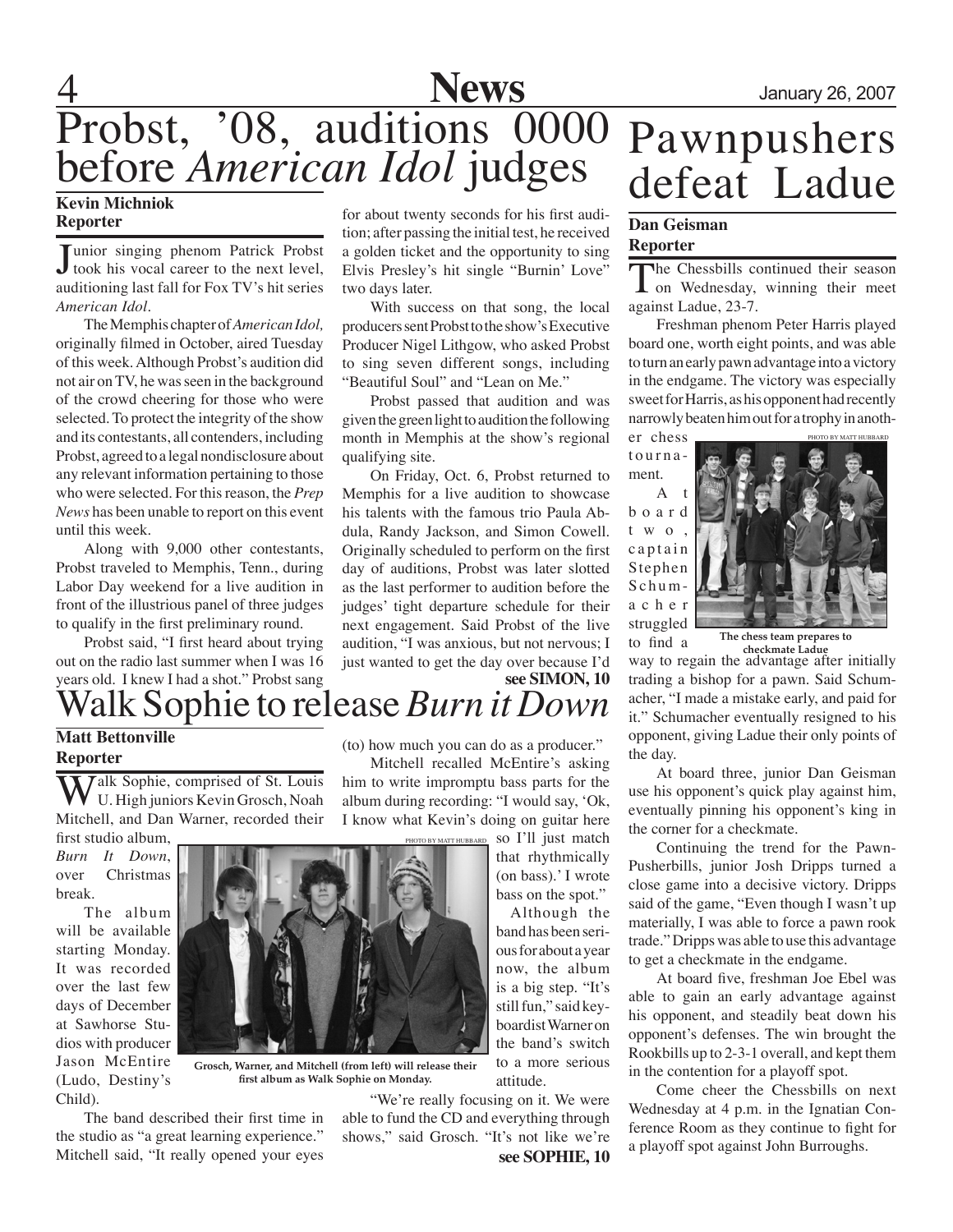# Probst, '08, auditions 0000 before *American Idol* judges

**Kevin Michniok**
**Reporter**

Junior singing phenom Patrick Probst took his vocal career to the next level, auditioning last fall for Fox TV's hit series *American Idol*.

The Memphis chapter of *American Idol,* originally filmed in October, aired Tuesday of this week. Although Probst's audition did not air on TV, he was seen in the background of the crowd cheering for those who were selected. To protect the integrity of the show and its contestants, all contenders, including Probst, agreed to a legal nondisclosure about any relevant information pertaining to those who were selected. For this reason, the *Prep News* has been unable to report on this event until this week.

Along with 9,000 other contestants, Probst traveled to Memphis, Tenn., during Labor Day weekend for a live audition in front of the illustrious panel of three judges to qualify in the first preliminary round.

Probst said, "I first heard about trying out on the radio last summer when I was 16 years old. I knew I had a shot." Probst sang for about twenty seconds for his first audition; after passing the initial test, he received a golden ticket and the opportunity to sing Elvis Presley's hit single "Burnin' Love" two days later.

With success on that song, the local producers sent Probst to the show's Executive Producer Nigel Lithgow, who asked Probst to sing seven different songs, including "Beautiful Soul" and "Lean on Me."

Probst passed that audition and was given the green light to audition the following month in Memphis at the show's regional qualifying site.

On Friday, Oct. 6, Probst returned to Memphis for a live audition to showcase his talents with the famous trio Paula Abdula, Randy Jackson, and Simon Cowell. Originally scheduled to perform on the first day of auditions, Probst was later slotted as the last performer to audition before the judges' tight departure schedule for their next engagement. Said Probst of the live audition, "I was anxious, but not nervous; I just wanted to get the day over because I'd

**see SIMON, 10**

# Walk Sophie to release *Burn it Down*

**Matt Bettonville**
**Reporter**

Walk Sophie, comprised of St. Louis U. High juniors Kevin Grosch, Noah Mitchell, and Dan Warner, recorded their first studio album, *Burn It Down*, over Christmas break.

The album will be available starting Monday. It was recorded over the last few days of December at Sawhorse Studios with producer Jason McEntire (Ludo, Destiny's Child).

The band described their first time in the studio as "a great learning experience." Mitchell said, "It really opened your eyes (to) how much you can do as a producer."

Mitchell recalled McEntire's asking him to write impromptu bass parts for the album during recording: "I would say, 'Ok, I know what Kevin's doing on guitar here so I'll just match that rhythmically (on bass).' I wrote bass on the spot."

PHOTO BY MATT HUBBARD

Grosch, Warner, and Mitchell (from left) will release their first album as Walk Sophie on Monday.

Although the band has been serious for about a year now, the album is a big step. "It's still fun," said keyboardist Warner on the band's switch to a more serious attitude.

"We're really focusing on it. We were able to fund the CD and everything through shows," said Grosch. "It's not like we're

**see SOPHIE, 10**

# Pawnpushers defeat Ladue

**Dan Geisman**
**Reporter**

The Chessbills continued their season on Wednesday, winning their meet against Ladue, 23-7.

Freshman phenom Peter Harris played board one, worth eight points, and was able to turn an early pawn advantage into a victory in the endgame. The victory was especially sweet for Harris, as his opponent had recently narrowly beaten him out for a trophy in another chess tournament.

PHOTO BY MATT HUBBARD

The chess team prepares to checkmate Ladue

At board two, captain Stephen Schumacher struggled to find a way to regain the advantage after initially trading a bishop for a pawn. Said Schumacher, "I made a mistake early, and paid for it." Schumacher eventually resigned to his opponent, giving Ladue their only points of the day.

At board three, junior Dan Geisman use his opponent's quick play against him, eventually pinning his opponent's king in the corner for a checkmate.

Continuing the trend for the Pawn-Pusherbills, junior Josh Dripps turned a close game into a decisive victory. Dripps said of the game, "Even though I wasn't up materially, I was able to force a pawn rook trade." Dripps was able to use this advantage to get a checkmate in the endgame.

At board five, freshman Joe Ebel was able to gain an early advantage against his opponent, and steadily beat down his opponent's defenses. The win brought the Rookbills up to 2-3-1 overall, and kept them in the contention for a playoff spot.

Come cheer the Chessbills on next Wednesday at 4 p.m. in the Ignatian Conference Room as they continue to fight for a playoff spot against John Burroughs.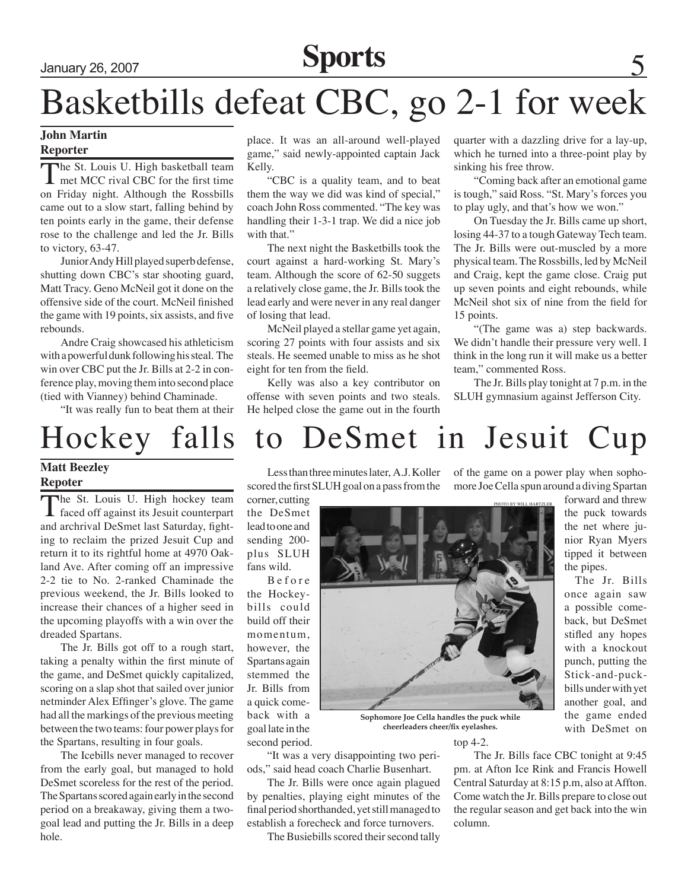# Basketbills defeat CBC, go 2-1 for week

**John Martin**
**Reporter**

The St. Louis U. High basketball team met MCC rival CBC for the first time on Friday night. Although the Rossbills came out to a slow start, falling behind by ten points early in the game, their defense rose to the challenge and led the Jr. Bills to victory, 63-47.

Junior Andy Hill played superb defense, shutting down CBC's star shooting guard, Matt Tracy. Geno McNeil got it done on the offensive side of the court. McNeil finished the game with 19 points, six assists, and five rebounds.

Andre Craig showcased his athleticism with a powerful dunk following his steal. The win over CBC put the Jr. Bills at 2-2 in conference play, moving them into second place (tied with Vianney) behind Chaminade.

"It was really fun to beat them at their place. It was an all-around well-played game," said newly-appointed captain Jack Kelly.

"CBC is a quality team, and to beat them the way we did was kind of special," coach John Ross commented. "The key was handling their 1-3-1 trap. We did a nice job with that."

The next night the Basketbills took the court against a hard-working St. Mary's team. Although the score of 62-50 suggets a relatively close game, the Jr. Bills took the lead early and were never in any real danger of losing that lead.

McNeil played a stellar game yet again, scoring 27 points with four assists and six steals. He seemed unable to miss as he shot eight for ten from the field.

Kelly was also a key contributor on offense with seven points and two steals. He helped close the game out in the fourth quarter with a dazzling drive for a lay-up, which he turned into a three-point play by sinking his free throw.

"Coming back after an emotional game is tough," said Ross. "St. Mary's forces you to play ugly, and that's how we won."

On Tuesday the Jr. Bills came up short, losing 44-37 to a tough Gateway Tech team. The Jr. Bills were out-muscled by a more physical team. The Rossbills, led by McNeil and Craig, kept the game close. Craig put up seven points and eight rebounds, while McNeil shot six of nine from the field for 15 points.

"(The game was a) step backwards. We didn't handle their pressure very well. I think in the long run it will make us a better team," commented Ross.

The Jr. Bills play tonight at 7 p.m. in the SLUH gymnasium against Jefferson City.

# Hockey falls to DeSmet in Jesuit Cup

**Matt Beezley**
**Repoter**

The St. Louis U. High hockey team faced off against its Jesuit counterpart and archrival DeSmet last Saturday, fighting to reclaim the prized Jesuit Cup and return it to its rightful home at 4970 Oakland Ave. After coming off an impressive 2-2 tie to No. 2-ranked Chaminade the previous weekend, the Jr. Bills looked to increase their chances of a higher seed in the upcoming playoffs with a win over the dreaded Spartans.

The Jr. Bills got off to a rough start, taking a penalty within the first minute of the game, and DeSmet quickly capitalized, scoring on a slap shot that sailed over junior netminder Alex Effinger's glove. The game had all the markings of the previous meeting between the two teams: four power plays for the Spartans, resulting in four goals.

The Icebills never managed to recover from the early goal, but managed to hold DeSmet scoreless for the rest of the period. The Spartans scored again early in the second period on a breakaway, giving them a two-goal lead and putting the Jr. Bills in a deep hole.

Less than three minutes later, A.J. Koller scored the first SLUH goal on a pass from the corner, cutting the DeSmet lead to one and sending 200-plus SLUH fans wild.

Before the Hockeybills could build off their momentum, however, the Spartans again stemmed the Jr. Bills from a quick comeback with a goal late in the second period.

PHOTO BY WILL HARTZLER

Sophomore Joe Cella handles the puck while cheerleaders cheer/fix eyelashes.

"It was a very disappointing two periods," said head coach Charlie Busenhart.

The Jr. Bills were once again plagued by penalties, playing eight minutes of the final period shorthanded, yet still managed to establish a forecheck and force turnovers.

The Busiebills scored their second tally of the game on a power play when sophomore Joe Cella spun around a diving Spartan forward and threw the puck towards the net where junior Ryan Myers tipped it between the pipes.

The Jr. Bills once again saw a possible comeback, but DeSmet stifled any hopes with a knockout punch, putting the Stick-and-puck-bills under with yet another goal, and the game ended with DeSmet on top 4-2.

The Jr. Bills face CBC tonight at 9:45 pm. at Afton Ice Rink and Francis Howell Central Saturday at 8:15 p.m, also at Affton. Come watch the Jr. Bills prepare to close out the regular season and get back into the win column.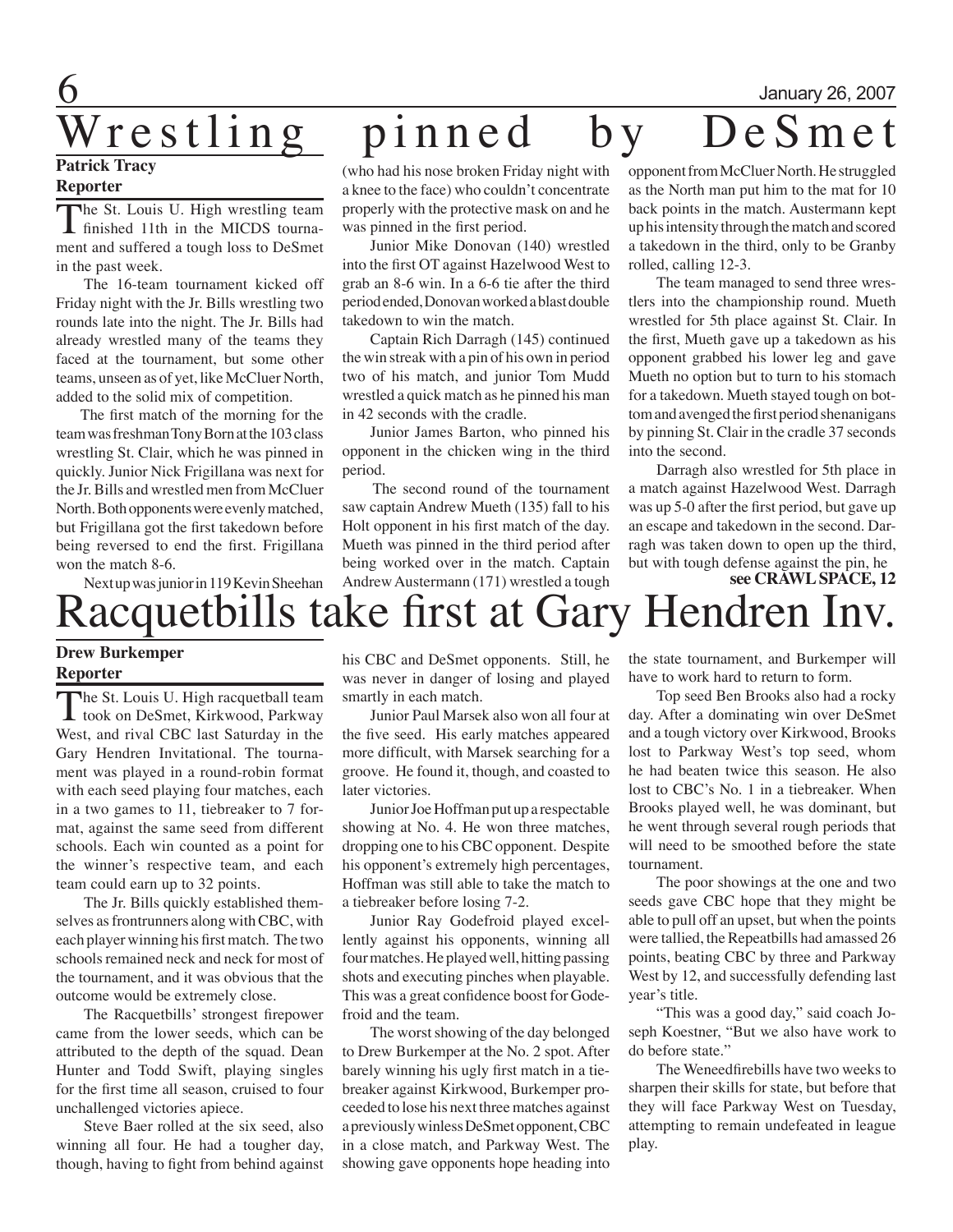# Wrestling pinned by DeSmet

**Patrick Tracy**
**Reporter**

The St. Louis U. High wrestling team finished 11th in the MICDS tournament and suffered a tough loss to DeSmet in the past week.

The 16-team tournament kicked off Friday night with the Jr. Bills wrestling two rounds late into the night. The Jr. Bills had already wrestled many of the teams they faced at the tournament, but some other teams, unseen as of yet, like McCluer North, added to the solid mix of competition.

The first match of the morning for the team was freshman Tony Born at the 103 class wrestling St. Clair, which he was pinned in quickly. Junior Nick Frigillana was next for the Jr. Bills and wrestled men from McCluer North. Both opponents were evenly matched, but Frigillana got the first takedown before being reversed to end the first. Frigillana won the match 8-6.

Next up was junior in 119 Kevin Sheehan (who had his nose broken Friday night with a knee to the face) who couldn't concentrate properly with the protective mask on and he was pinned in the first period.

Junior Mike Donovan (140) wrestled into the first OT against Hazelwood West to grab an 8-6 win. In a 6-6 tie after the third period ended, Donovan worked a blast double takedown to win the match.

Captain Rich Darragh (145) continued the win streak with a pin of his own in period two of his match, and junior Tom Mudd wrestled a quick match as he pinned his man in 42 seconds with the cradle.

Junior James Barton, who pinned his opponent in the chicken wing in the third period.

The second round of the tournament saw captain Andrew Mueth (135) fall to his Holt opponent in his first match of the day. Mueth was pinned in the third period after being worked over in the match. Captain Andrew Austermann (171) wrestled a tough opponent from McCluer North. He struggled as the North man put him to the mat for 10 back points in the match. Austermann kept up his intensity through the match and scored a takedown in the third, only to be Granby rolled, calling 12-3.

The team managed to send three wrestlers into the championship round. Mueth wrestled for 5th place against St. Clair. In the first, Mueth gave up a takedown as his opponent grabbed his lower leg and gave Mueth no option but to turn to his stomach for a takedown. Mueth stayed tough on bottom and avenged the first period shenanigans by pinning St. Clair in the cradle 37 seconds into the second.

Darragh also wrestled for 5th place in a match against Hazelwood West. Darragh was up 5-0 after the first period, but gave up an escape and takedown in the second. Darragh was taken down to open up the third, but with tough defense against the pin, he

**see CRAWL SPACE, 12**

# Racquetbills take first at Gary Hendren Inv.

**Drew Burkemper**
**Reporter**

The St. Louis U. High racquetball team took on DeSmet, Kirkwood, Parkway West, and rival CBC last Saturday in the Gary Hendren Invitational. The tournament was played in a round-robin format with each seed playing four matches, each in a two games to 11, tiebreaker to 7 format, against the same seed from different schools. Each win counted as a point for the winner's respective team, and each team could earn up to 32 points.

The Jr. Bills quickly established themselves as frontrunners along with CBC, with each player winning his first match. The two schools remained neck and neck for most of the tournament, and it was obvious that the outcome would be extremely close.

The Racquetbills' strongest firepower came from the lower seeds, which can be attributed to the depth of the squad. Dean Hunter and Todd Swift, playing singles for the first time all season, cruised to four unchallenged victories apiece.

Steve Baer rolled at the six seed, also winning all four. He had a tougher day, though, having to fight from behind against his CBC and DeSmet opponents. Still, he was never in danger of losing and played smartly in each match.

Junior Paul Marsek also won all four at the five seed. His early matches appeared more difficult, with Marsek searching for a groove. He found it, though, and coasted to later victories.

Junior Joe Hoffman put up a respectable showing at No. 4. He won three matches, dropping one to his CBC opponent. Despite his opponent's extremely high percentages, Hoffman was still able to take the match to a tiebreaker before losing 7-2.

Junior Ray Godefroid played excellently against his opponents, winning all four matches. He played well, hitting passing shots and executing pinches when playable. This was a great confidence boost for Godefroid and the team.

The worst showing of the day belonged to Drew Burkemper at the No. 2 spot. After barely winning his ugly first match in a tiebreaker against Kirkwood, Burkemper proceeded to lose his next three matches against a previously winless DeSmet opponent, CBC in a close match, and Parkway West. The showing gave opponents hope heading into the state tournament, and Burkemper will have to work hard to return to form.

Top seed Ben Brooks also had a rocky day. After a dominating win over DeSmet and a tough victory over Kirkwood, Brooks lost to Parkway West's top seed, whom he had beaten twice this season. He also lost to CBC's No. 1 in a tiebreaker. When Brooks played well, he was dominant, but he went through several rough periods that will need to be smoothed before the state tournament.

The poor showings at the one and two seeds gave CBC hope that they might be able to pull off an upset, but when the points were tallied, the Repeatbills had amassed 26 points, beating CBC by three and Parkway West by 12, and successfully defending last year's title.

"This was a good day," said coach Joseph Koestner, "But we also have work to do before state."

The Weneedfirebills have two weeks to sharpen their skills for state, but before that they will face Parkway West on Tuesday, attempting to remain undefeated in league play.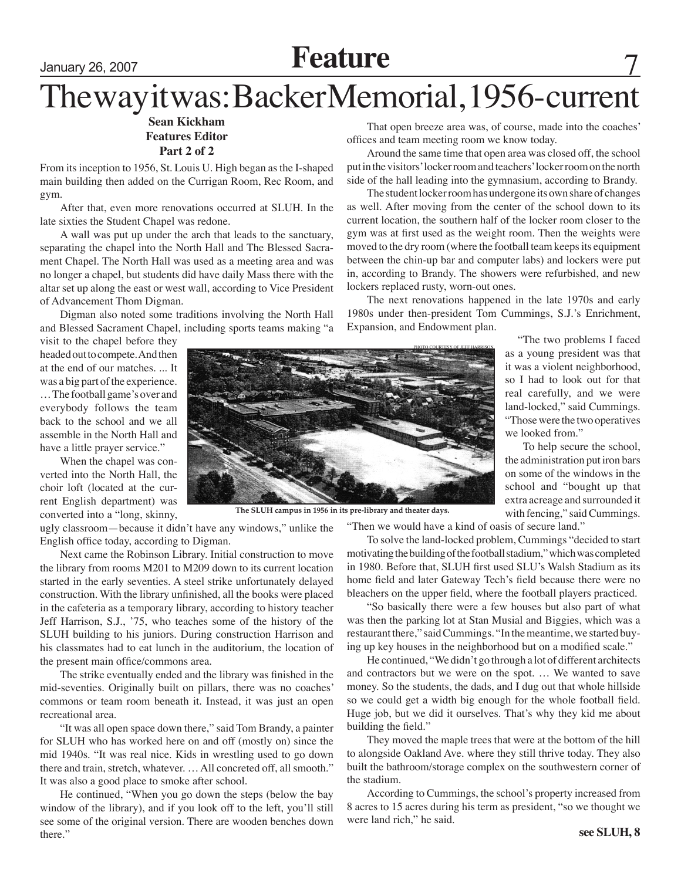# The way it was: Backer Memorial, 1956-current

**Sean Kickham**
**Features Editor**
**Part 2 of 2**

From its inception to 1956, St. Louis U. High began as the I-shaped main building then added on the Currigan Room, Rec Room, and gym.

After that, even more renovations occurred at SLUH. In the late sixties the Student Chapel was redone.

A wall was put up under the arch that leads to the sanctuary, separating the chapel into the North Hall and The Blessed Sacrament Chapel. The North Hall was used as a meeting area and was no longer a chapel, but students did have daily Mass there with the altar set up along the east or west wall, according to Vice President of Advancement Thom Digman.

Digman also noted some traditions involving the North Hall and Blessed Sacrament Chapel, including sports teams making "a visit to the chapel before they headed out to compete. And then at the end of our matches. ... It was a big part of the experience. … The football game's over and everybody follows the team back to the school and we all assemble in the North Hall and have a little prayer service."

When the chapel was converted into the North Hall, the choir loft (located at the current English department) was converted into a "long, skinny, ugly classroom—because it didn't have any windows," unlike the English office today, according to Digman.

PHOTO COURTESY OF JEFF HARRISON

The SLUH campus in 1956 in its pre-library and theater days.

Next came the Robinson Library. Initial construction to move the library from rooms M201 to M209 down to its current location started in the early seventies. A steel strike unfortunately delayed construction. With the library unfinished, all the books were placed in the cafeteria as a temporary library, according to history teacher Jeff Harrison, S.J., '75, who teaches some of the history of the SLUH building to his juniors. During construction Harrison and his classmates had to eat lunch in the auditorium, the location of the present main office/commons area.

The strike eventually ended and the library was finished in the mid-seventies. Originally built on pillars, there was no coaches' commons or team room beneath it. Instead, it was just an open recreational area.

"It was all open space down there," said Tom Brandy, a painter for SLUH who has worked here on and off (mostly on) since the mid 1940s. "It was real nice. Kids in wrestling used to go down there and train, stretch, whatever. … All concreted off, all smooth." It was also a good place to smoke after school.

He continued, "When you go down the steps (below the bay window of the library), and if you look off to the left, you'll still see some of the original version. There are wooden benches down there."

That open breeze area was, of course, made into the coaches' offices and team meeting room we know today.

Around the same time that open area was closed off, the school put in the visitors' locker room and teachers' locker room on the north side of the hall leading into the gymnasium, according to Brandy.

The student locker room has undergone its own share of changes as well. After moving from the center of the school down to its current location, the southern half of the locker room closer to the gym was at first used as the weight room. Then the weights were moved to the dry room (where the football team keeps its equipment between the chin-up bar and computer labs) and lockers were put in, according to Brandy. The showers were refurbished, and new lockers replaced rusty, worn-out ones.

The next renovations happened in the late 1970s and early 1980s under then-president Tom Cummings, S.J.'s Enrichment, Expansion, and Endowment plan.

"The two problems I faced as a young president was that it was a violent neighborhood, so I had to look out for that real carefully, and we were land-locked," said Cummings. "Those were the two operatives we looked from."

To help secure the school, the administration put iron bars on some of the windows in the school and "bought up that extra acreage and surrounded it with fencing," said Cummings. "Then we would have a kind of oasis of secure land."

To solve the land-locked problem, Cummings "decided to start motivating the building of the football stadium," which was completed in 1980. Before that, SLUH first used SLU's Walsh Stadium as its home field and later Gateway Tech's field because there were no bleachers on the upper field, where the football players practiced.

"So basically there were a few houses but also part of what was then the parking lot at Stan Musial and Biggies, which was a restaurant there," said Cummings. "In the meantime, we started buying up key houses in the neighborhood but on a modified scale."

He continued, "We didn't go through a lot of different architects and contractors but we were on the spot. … We wanted to save money. So the students, the dads, and I dug out that whole hillside so we could get a width big enough for the whole football field. Huge job, but we did it ourselves. That's why they kid me about building the field."

They moved the maple trees that were at the bottom of the hill to alongside Oakland Ave. where they still thrive today. They also built the bathroom/storage complex on the southwestern corner of the stadium.

According to Cummings, the school's property increased from 8 acres to 15 acres during his term as president, "so we thought we were land rich," he said.

**see SLUH, 8**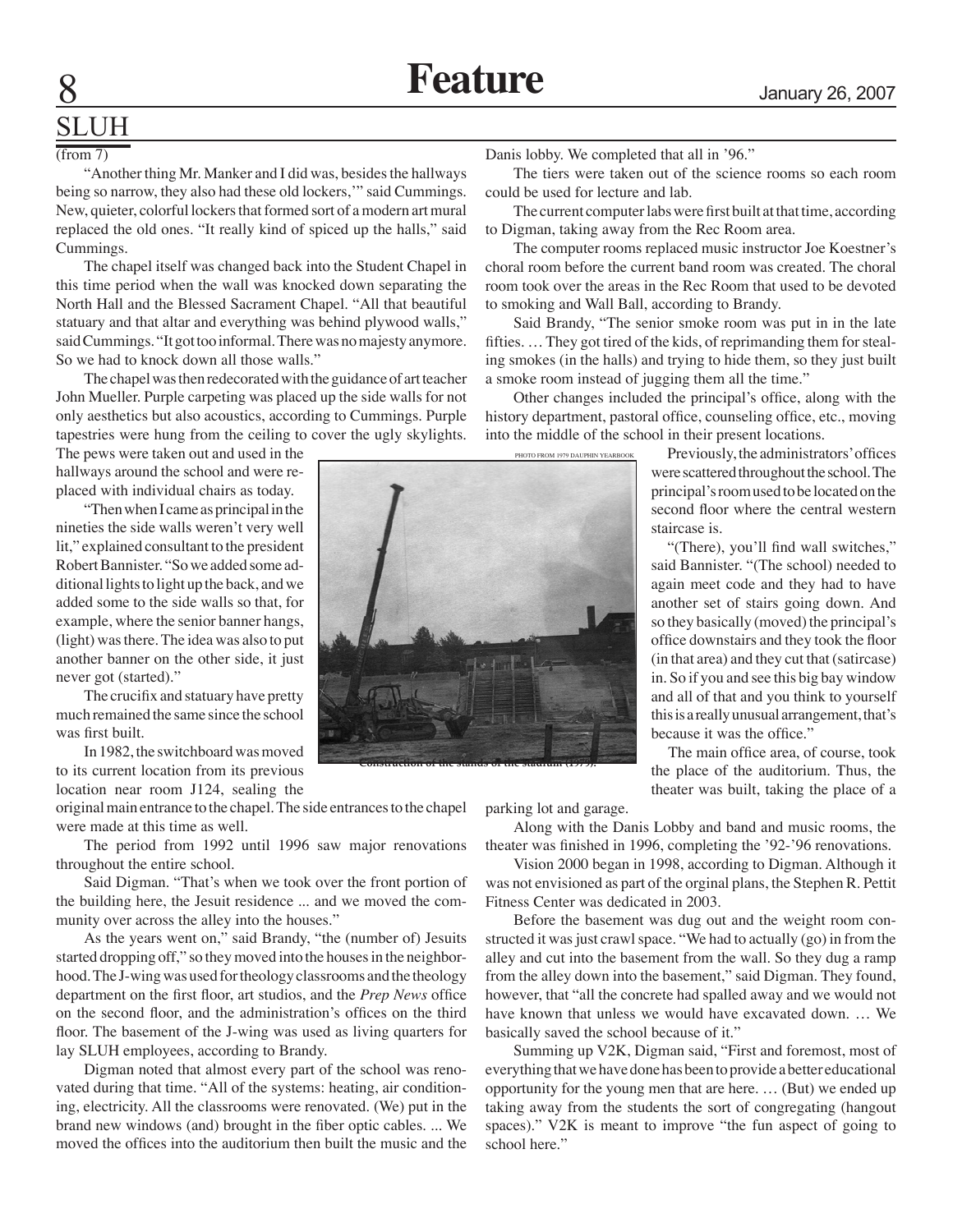# SLUH

(from 7)

"Another thing Mr. Manker and I did was, besides the hallways being so narrow, they also had these old lockers,'" said Cummings. New, quieter, colorful lockers that formed sort of a modern art mural replaced the old ones. "It really kind of spiced up the halls," said Cummings.

The chapel itself was changed back into the Student Chapel in this time period when the wall was knocked down separating the North Hall and the Blessed Sacrament Chapel. "All that beautiful statuary and that altar and everything was behind plywood walls," said Cummings. "It got too informal. There was no majesty anymore. So we had to knock down all those walls."

The chapel was then redecorated with the guidance of art teacher John Mueller. Purple carpeting was placed up the side walls for not only aesthetics but also acoustics, according to Cummings. Purple tapestries were hung from the ceiling to cover the ugly skylights. The pews were taken out and used in the hallways around the school and were replaced with individual chairs as today.

"Then when I came as principal in the nineties the side walls weren't very well lit," explained consultant to the president Robert Bannister. "So we added some additional lights to light up the back, and we added some to the side walls so that, for example, where the senior banner hangs, (light) was there. The idea was also to put another banner on the other side, it just never got (started)."

The crucifix and statuary have pretty much remained the same since the school was first built.

In 1982, the switchboard was moved to its current location from its previous location near room J124, sealing the original main entrance to the chapel. The side entrances to the chapel were made at this time as well.

The period from 1992 until 1996 saw major renovations throughout the entire school.

Said Digman. "That's when we took over the front portion of the building here, the Jesuit residence ... and we moved the community over across the alley into the houses."

As the years went on," said Brandy, "the (number of) Jesuits started dropping off," so they moved into the houses in the neighborhood. The J-wing was used for theology classrooms and the theology department on the first floor, art studios, and the *Prep News* office on the second floor, and the administration's offices on the third floor. The basement of the J-wing was used as living quarters for lay SLUH employees, according to Brandy.

Digman noted that almost every part of the school was renovated during that time. "All of the systems: heating, air conditioning, electricity. All the classrooms were renovated. (We) put in the brand new windows (and) brought in the fiber optic cables. ... We moved the offices into the auditorium then built the music and the Danis lobby. We completed that all in '96."

The tiers were taken out of the science rooms so each room could be used for lecture and lab.

The current computer labs were first built at that time, according to Digman, taking away from the Rec Room area.

The computer rooms replaced music instructor Joe Koestner's choral room before the current band room was created. The choral room took over the areas in the Rec Room that used to be devoted to smoking and Wall Ball, according to Brandy.

Said Brandy, "The senior smoke room was put in in the late fifties. … They got tired of the kids, of reprimanding them for stealing smokes (in the halls) and trying to hide them, so they just built a smoke room instead of jugging them all the time."

Other changes included the principal's office, along with the history department, pastoral office, counseling office, etc., moving into the middle of the school in their present locations.

PHOTO FROM 1979 DAUPHIN YEARBOOK

Construction of the stands of the stadium (1979).

Previously, the administrators' offices were scattered throughout the school. The principal's room used to be located on the second floor where the central western staircase is.

"(There), you'll find wall switches," said Bannister. "(The school) needed to again meet code and they had to have another set of stairs going down. And so they basically (moved) the principal's office downstairs and they took the floor (in that area) and they cut that (satircase) in. So if you and see this big bay window and all of that and you think to yourself this is a really unusual arrangement, that's because it was the office."

The main office area, of course, took the place of the auditorium. Thus, the theater was built, taking the place of a parking lot and garage.

Along with the Danis Lobby and band and music rooms, the theater was finished in 1996, completing the '92-'96 renovations.

Vision 2000 began in 1998, according to Digman. Although it was not envisioned as part of the orginal plans, the Stephen R. Pettit Fitness Center was dedicated in 2003.

Before the basement was dug out and the weight room constructed it was just crawl space. "We had to actually (go) in from the alley and cut into the basement from the wall. So they dug a ramp from the alley down into the basement," said Digman. They found, however, that "all the concrete had spalled away and we would not have known that unless we would have excavated down. … We basically saved the school because of it."

Summing up V2K, Digman said, "First and foremost, most of everything that we have done has been to provide a better educational opportunity for the young men that are here. … (But) we ended up taking away from the students the sort of congregating (hangout spaces)." V2K is meant to improve "the fun aspect of going to school here."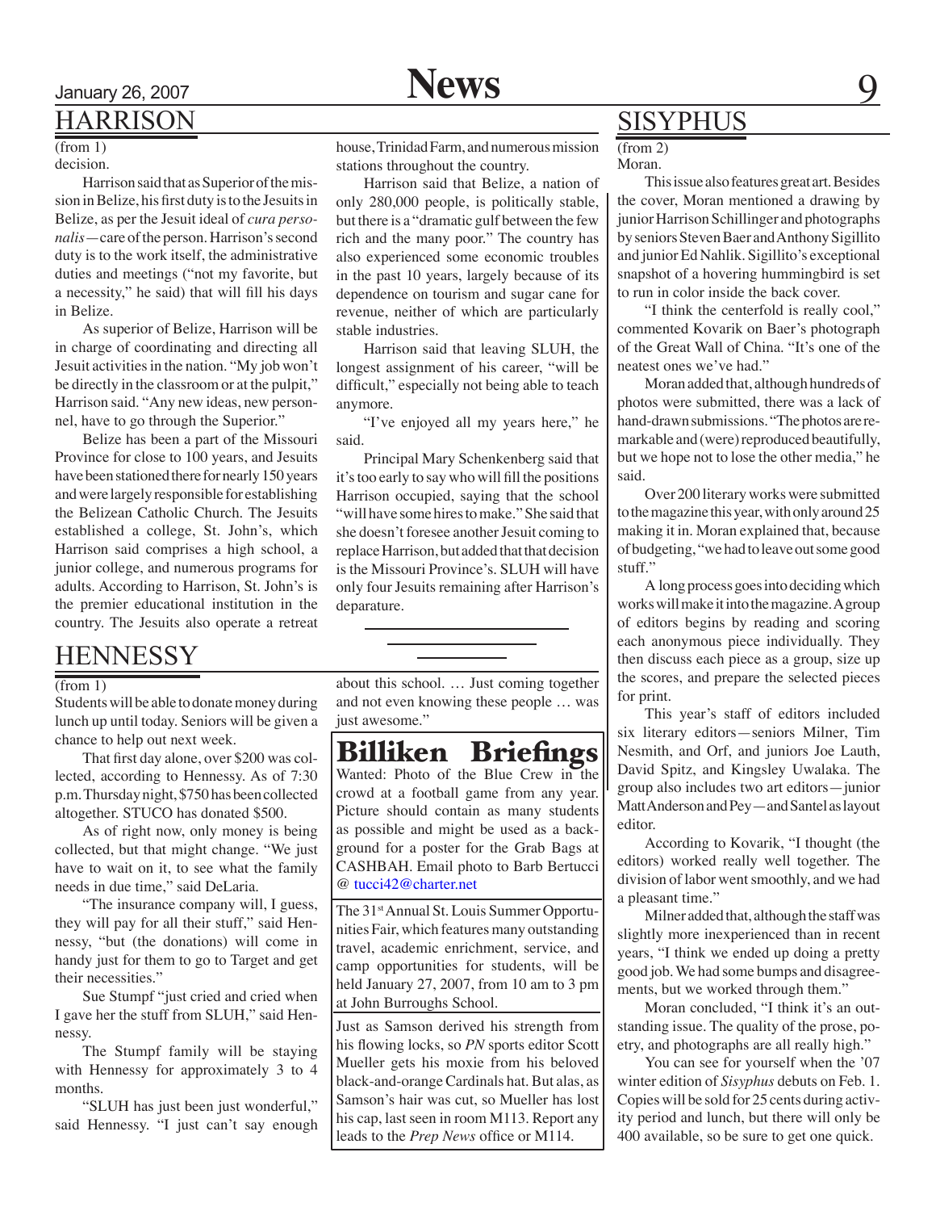## HARRISON

(from 1)

decision.

Harrison said that as Superior of the mission in Belize, his first duty is to the Jesuits in Belize, as per the Jesuit ideal of *cura personalis*—care of the person. Harrison's second duty is to the work itself, the administrative duties and meetings ("not my favorite, but a necessity," he said) that will fill his days in Belize.

As superior of Belize, Harrison will be in charge of coordinating and directing all Jesuit activities in the nation. "My job won't be directly in the classroom or at the pulpit," Harrison said. "Any new ideas, new personnel, have to go through the Superior."

Belize has been a part of the Missouri Province for close to 100 years, and Jesuits have been stationed there for nearly 150 years and were largely responsible for establishing the Belizean Catholic Church. The Jesuits established a college, St. John's, which Harrison said comprises a high school, a junior college, and numerous programs for adults. According to Harrison, St. John's is the premier educational institution in the country. The Jesuits also operate a retreat house, Trinidad Farm, and numerous mission stations throughout the country.

Harrison said that Belize, a nation of only 280,000 people, is politically stable, but there is a "dramatic gulf between the few rich and the many poor." The country has also experienced some economic troubles in the past 10 years, largely because of its dependence on tourism and sugar cane for revenue, neither of which are particularly stable industries.

Harrison said that leaving SLUH, the longest assignment of his career, "will be difficult," especially not being able to teach anymore.

"I've enjoyed all my years here," he said.

Principal Mary Schenkenberg said that it's too early to say who will fill the positions Harrison occupied, saying that the school "will have some hires to make." She said that she doesn't foresee another Jesuit coming to replace Harrison, but added that that decision is the Missouri Province's. SLUH will have only four Jesuits remaining after Harrison's departure.

## HENNESSY

(from 1)

Students will be able to donate money during lunch up until today. Seniors will be given a chance to help out next week.

That first day alone, over $200 was collected, according to Hennessy. As of 7:30 p.m. Thursday night, $750 has been collected altogether. STUCO has donated $500.

As of right now, only money is being collected, but that might change. "We just have to wait on it, to see what the family needs in due time," said DeLaria.

"The insurance company will, I guess, they will pay for all their stuff," said Hennessy, "but (the donations) will come in handy just for them to go to Target and get their necessities."

Sue Stumpf "just cried and cried when I gave her the stuff from SLUH," said Hennessy.

The Stumpf family will be staying with Hennessy for approximately 3 to 4 months.

"SLUH has just been just wonderful," said Hennessy. "I just can't say enough about this school. … Just coming together and not even knowing these people … was just awesome."

## Billiken Briefings

Wanted: Photo of the Blue Crew in the crowd at a football game from any year. Picture should contain as many students as possible and might be used as a background for a poster for the Grab Bags at CASHBAH. Email photo to Barb Bertucci @ tucci42@charter.net

The 31st Annual St. Louis Summer Opportunities Fair, which features many outstanding travel, academic enrichment, service, and camp opportunities for students, will be held January 27, 2007, from 10 am to 3 pm at John Burroughs School.

Just as Samson derived his strength from his flowing locks, so *PN* sports editor Scott Mueller gets his moxie from his beloved black-and-orange Cardinals hat. But alas, as Samson's hair was cut, so Mueller has lost his cap, last seen in room M113. Report any leads to the *Prep News* office or M114.

## SISYPHUS

(from 2)

Moran.

This issue also features great art. Besides the cover, Moran mentioned a drawing by junior Harrison Schillinger and photographs by seniors Steven Baer and Anthony Sigillito and junior Ed Nahlik. Sigillito's exceptional snapshot of a hovering hummingbird is set to run in color inside the back cover.

"I think the centerfold is really cool," commented Kovarik on Baer's photograph of the Great Wall of China. "It's one of the neatest ones we've had."

Moran added that, although hundreds of photos were submitted, there was a lack of hand-drawn submissions. "The photos are remarkable and (were) reproduced beautifully, but we hope not to lose the other media," he said.

Over 200 literary works were submitted to the magazine this year, with only around 25 making it in. Moran explained that, because of budgeting, "we had to leave out some good stuff."

A long process goes into deciding which works will make it into the magazine. A group of editors begins by reading and scoring each anonymous piece individually. They then discuss each piece as a group, size up the scores, and prepare the selected pieces for print.

This year's staff of editors included six literary editors—seniors Milner, Tim Nesmith, and Orf, and juniors Joe Lauth, David Spitz, and Kingsley Uwalaka. The group also includes two art editors—junior Matt Anderson and Pey—and Santel as layout editor.

According to Kovarik, "I thought (the editors) worked really well together. The division of labor went smoothly, and we had a pleasant time."

Milner added that, although the staff was slightly more inexperienced than in recent years, "I think we ended up doing a pretty good job. We had some bumps and disagreements, but we worked through them."

Moran concluded, "I think it's an outstanding issue. The quality of the prose, poetry, and photographs are all really high."

You can see for yourself when the '07 winter edition of *Sisyphus* debuts on Feb. 1. Copies will be sold for 25 cents during activity period and lunch, but there will only be 400 available, so be sure to get one quick.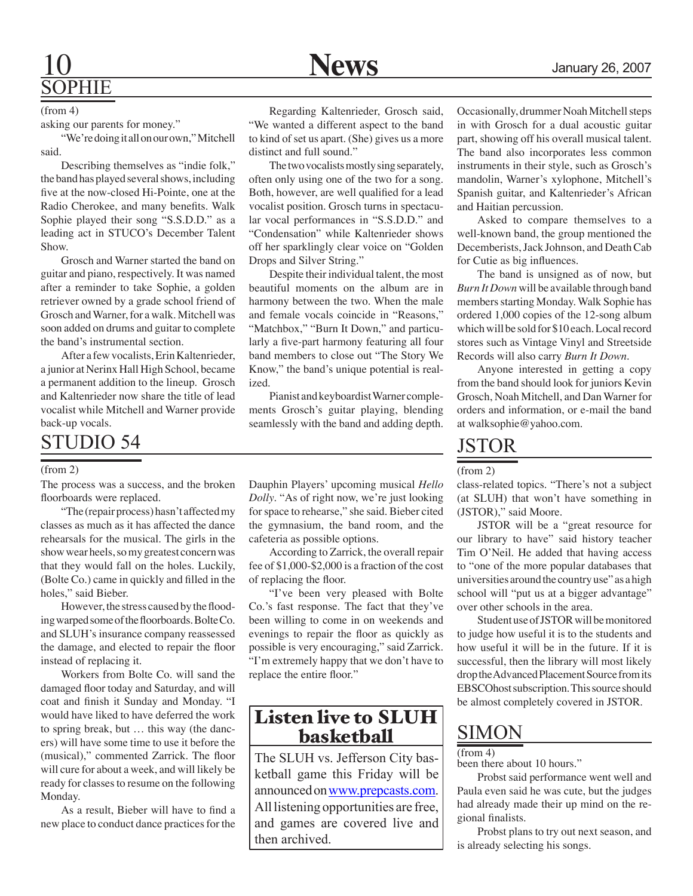## SOPHIE

(from 4)

asking our parents for money."

"We're doing it all on our own," Mitchell said.

Describing themselves as "indie folk," the band has played several shows, including five at the now-closed Hi-Pointe, one at the Radio Cherokee, and many benefits. Walk Sophie played their song "S.S.D.D." as a leading act in STUCO's December Talent Show.

Grosch and Warner started the band on guitar and piano, respectively. It was named after a reminder to take Sophie, a golden retriever owned by a grade school friend of Grosch and Warner, for a walk. Mitchell was soon added on drums and guitar to complete the band's instrumental section.

After a few vocalists, Erin Kaltenrieder, a junior at Nerinx Hall High School, became a permanent addition to the lineup. Grosch and Kaltenrieder now share the title of lead vocalist while Mitchell and Warner provide back-up vocals.

Regarding Kaltenrieder, Grosch said, "We wanted a different aspect to the band to kind of set us apart. (She) gives us a more distinct and full sound."

The two vocalists mostly sing separately, often only using one of the two for a song. Both, however, are well qualified for a lead vocalist position. Grosch turns in spectacular vocal performances in "S.S.D.D." and "Condensation" while Kaltenrieder shows off her sparklingly clear voice on "Golden Drops and Silver String."

Despite their individual talent, the most beautiful moments on the album are in harmony between the two. When the male and female vocals coincide in "Reasons," "Matchbox," "Burn It Down," and particularly a five-part harmony featuring all four band members to close out "The Story We Know," the band's unique potential is realized.

Pianist and keyboardist Warner complements Grosch's guitar playing, blending seamlessly with the band and adding depth. Occasionally, drummer Noah Mitchell steps in with Grosch for a dual acoustic guitar part, showing off his overall musical talent. The band also incorporates less common instruments in their style, such as Grosch's mandolin, Warner's xylophone, Mitchell's Spanish guitar, and Kaltenrieder's African and Haitian percussion.

Asked to compare themselves to a well-known band, the group mentioned the Decemberists, Jack Johnson, and Death Cab for Cutie as big influences.

The band is unsigned as of now, but *Burn It Down* will be available through band members starting Monday. Walk Sophie has ordered 1,000 copies of the 12-song album which will be sold for $10 each. Local record stores such as Vintage Vinyl and Streetside Records will also carry *Burn It Down*.

Anyone interested in getting a copy from the band should look for juniors Kevin Grosch, Noah Mitchell, and Dan Warner for orders and information, or e-mail the band at walksophie@yahoo.com.

## STUDIO 54

(from 2)

The process was a success, and the broken floorboards were replaced.

"The (repair process) hasn't affected my classes as much as it has affected the dance rehearsals for the musical. The girls in the show wear heels, so my greatest concern was that they would fall on the holes. Luckily, (Bolte Co.) came in quickly and filled in the holes," said Bieber.

However, the stress caused by the flooding warped some of the floorboards. Bolte Co. and SLUH's insurance company reassessed the damage, and elected to repair the floor instead of replacing it.

Workers from Bolte Co. will sand the damaged floor today and Saturday, and will coat and finish it Sunday and Monday. "I would have liked to have deferred the work to spring break, but … this way (the dancers) will have some time to use it before the (musical)," commented Zarrick. The floor will cure for about a week, and will likely be ready for classes to resume on the following Monday.

As a result, Bieber will have to find a new place to conduct dance practices for the Dauphin Players' upcoming musical *Hello Dolly*. "As of right now, we're just looking for space to rehearse," she said. Bieber cited the gymnasium, the band room, and the cafeteria as possible options.

According to Zarrick, the overall repair fee of $1,000-$2,000 is a fraction of the cost of replacing the floor.

"I've been very pleased with Bolte Co.'s fast response. The fact that they've been willing to come in on weekends and evenings to repair the floor as quickly as possible is very encouraging," said Zarrick. "I'm extremely happy that we don't have to replace the entire floor."

## Listen live to SLUH basketball

The SLUH vs. Jefferson City basketball game this Friday will be announced on www.prepcasts.com. All listening opportunities are free, and games are covered live and then archived.

## JSTOR

(from 2)

class-related topics. "There's not a subject (at SLUH) that won't have something in (JSTOR)," said Moore.

JSTOR will be a "great resource for our library to have" said history teacher Tim O'Neil. He added that having access to "one of the more popular databases that universities around the country use" as a high school will "put us at a bigger advantage" over other schools in the area.

Student use of JSTOR will be monitored to judge how useful it is to the students and how useful it will be in the future. If it is successful, then the library will most likely drop the Advanced Placement Source from its EBSCOhost subscription. This source should be almost completely covered in JSTOR.

## SIMON

(from 4)

been there about 10 hours."

Probst said performance went well and Paula even said he was cute, but the judges had already made their up mind on the regional finalists.

Probst plans to try out next season, and is already selecting his songs.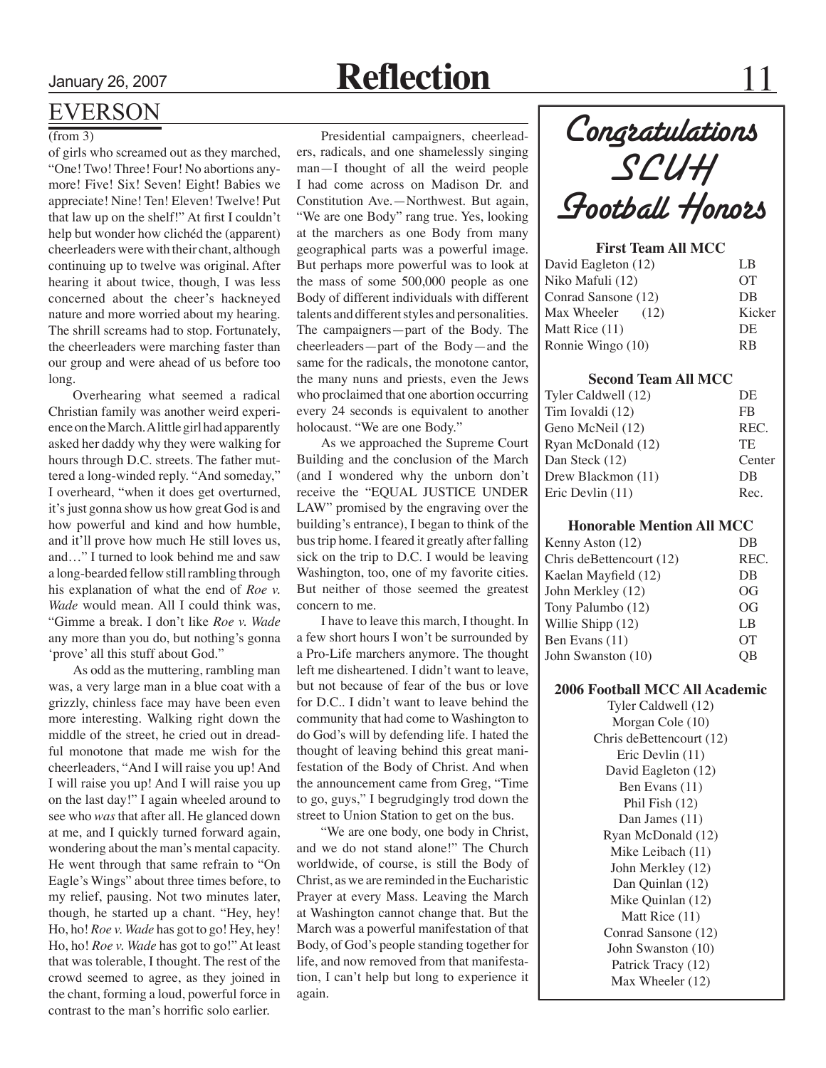## EVERSON

(from 3)

of girls who screamed out as they marched, "One! Two! Three! Four! No abortions anymore! Five! Six! Seven! Eight! Babies we appreciate! Nine! Ten! Eleven! Twelve! Put that law up on the shelf!" At first I couldn't help but wonder how clichéd the (apparent) cheerleaders were with their chant, although continuing up to twelve was original. After hearing it about twice, though, I was less concerned about the cheer's hackneyed nature and more worried about my hearing. The shrill screams had to stop. Fortunately, the cheerleaders were marching faster than our group and were ahead of us before too long.

Overhearing what seemed a radical Christian family was another weird experience on the March. A little girl had apparently asked her daddy why they were walking for hours through D.C. streets. The father muttered a long-winded reply. "And someday," I overheard, "when it does get overturned, it's just gonna show us how great God is and how powerful and kind and how humble, and it'll prove how much He still loves us, and…" I turned to look behind me and saw a long-bearded fellow still rambling through his explanation of what the end of *Roe v. Wade* would mean. All I could think was, "Gimme a break. I don't like *Roe v. Wade* any more than you do, but nothing's gonna 'prove' all this stuff about God."

As odd as the muttering, rambling man was, a very large man in a blue coat with a grizzly, chinless face may have been even more interesting. Walking right down the middle of the street, he cried out in dreadful monotone that made me wish for the cheerleaders, "And I will raise you up! And I will raise you up! And I will raise you up on the last day!" I again wheeled around to see who *was* that after all. He glanced down at me, and I quickly turned forward again, wondering about the man's mental capacity. He went through that same refrain to "On Eagle's Wings" about three times before, to my relief, pausing. Not two minutes later, though, he started up a chant. "Hey, hey! Ho, ho! *Roe v. Wade* has got to go! Hey, hey! Ho, ho! *Roe v. Wade* has got to go!" At least that was tolerable, I thought. The rest of the crowd seemed to agree, as they joined in the chant, forming a loud, powerful force in contrast to the man's horrific solo earlier.

Presidential campaigners, cheerleaders, radicals, and one shamelessly singing man—I thought of all the weird people I had come across on Madison Dr. and Constitution Ave.—Northwest. But again, "We are one Body" rang true. Yes, looking at the marchers as one Body from many geographical parts was a powerful image. But perhaps more powerful was to look at the mass of some 500,000 people as one Body of different individuals with different talents and different styles and personalities. The campaigners—part of the Body. The cheerleaders—part of the Body—and the same for the radicals, the monotone cantor, the many nuns and priests, even the Jews who proclaimed that one abortion occurring every 24 seconds is equivalent to another holocaust. "We are one Body."

As we approached the Supreme Court Building and the conclusion of the March (and I wondered why the unborn don't receive the "EQUAL JUSTICE UNDER LAW" promised by the engraving over the building's entrance), I began to think of the bus trip home. I feared it greatly after falling sick on the trip to D.C. I would be leaving Washington, too, one of my favorite cities. But neither of those seemed the greatest concern to me.

I have to leave this march, I thought. In a few short hours I won't be surrounded by a Pro-Life marchers anymore. The thought left me disheartened. I didn't want to leave, but not because of fear of the bus or love for D.C.. I didn't want to leave behind the community that had come to Washington to do God's will by defending life. I hated the thought of leaving behind this great manifestation of the Body of Christ. And when the announcement came from Greg, "Time to go, guys," I begrudgingly trod down the street to Union Station to get on the bus.

"We are one body, one body in Christ, and we do not stand alone!" The Church worldwide, of course, is still the Body of Christ, as we are reminded in the Eucharistic Prayer at every Mass. Leaving the March at Washington cannot change that. But the March was a powerful manifestation of that Body, of God's people standing together for life, and now removed from that manifestation, I can't help but long to experience it again.

## Congratulations SLUH Football Honors

**First Team All MCC**

| Player | Position |
|---|---|
| David Eagleton (12) | LB |
| Niko Mafuli (12) | OT |
| Conrad Sansone (12) | DB |
| Max Wheeler (12) | Kicker |
| Matt Rice (11) | DE |
| Ronnie Wingo (10) | RB |

**Second Team All MCC**

| Player | Position |
|---|---|
| Tyler Caldwell (12) | DE |
| Tim Iovaldi (12) | FB |
| Geno McNeil (12) | REC. |
| Ryan McDonald (12) | TE |
| Dan Steck (12) | Center |
| Drew Blackmon (11) | DB |
| Eric Devlin (11) | Rec. |

**Honorable Mention All MCC**

| Player | Position |
|---|---|
| Kenny Aston (12) | DB |
| Chris deBettencourt (12) | REC. |
| Kaelan Mayfield (12) | DB |
| John Merkley (12) | OG |
| Tony Palumbo (12) | OG |
| Willie Shipp (12) | LB |
| Ben Evans (11) | OT |
| John Swanston (10) | QB |

**2006 Football MCC All Academic**

Tyler Caldwell (12)
Morgan Cole (10)
Chris deBettencourt (12)
Eric Devlin (11)
David Eagleton (12)
Ben Evans (11)
Phil Fish (12)
Dan James (11)
Ryan McDonald (12)
Mike Leibach (11)
John Merkley (12)
Dan Quinlan (12)
Mike Quinlan (12)
Matt Rice (11)
Conrad Sansone (12)
John Swanston (10)
Patrick Tracy (12)
Max Wheeler (12)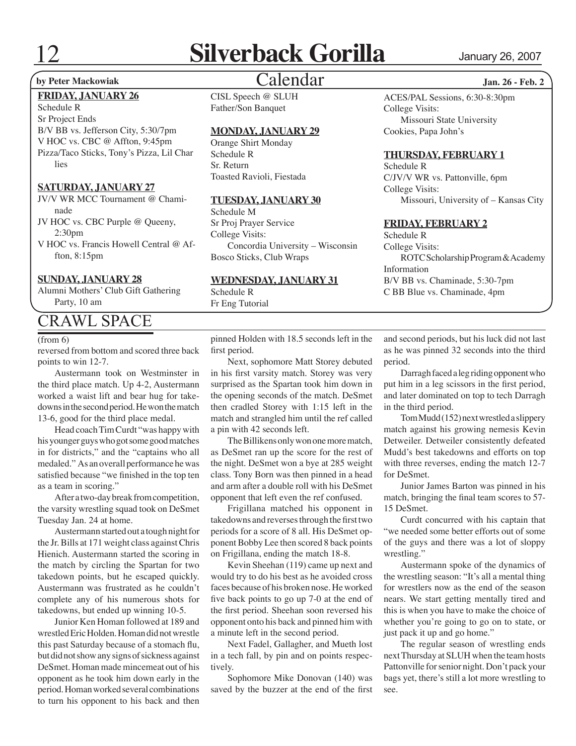# Calendar

by Peter Mackowiak

**Jan. 26 - Feb. 2**

**FRIDAY, JANUARY 26**

Schedule R
Sr Project Ends
B/V BB vs. Jefferson City, 5:30/7pm
V HOC vs. CBC @ Affton, 9:45pm
Pizza/Taco Sticks, Tony's Pizza, Lil Charlies

**SATURDAY, JANUARY 27**

JV/V WR MCC Tournament @ Chaminade
JV HOC vs. CBC Purple @ Queeny, 2:30pm
V HOC vs. Francis Howell Central @ Affton, 8:15pm

**SUNDAY, JANUARY 28**

Alumni Mothers' Club Gift Gathering Party, 10 am
CISL Speech @ SLUH
Father/Son Banquet

**MONDAY, JANUARY 29**

Orange Shirt Monday
Schedule R
Sr. Return
Toasted Ravioli, Fiestada

**TUESDAY, JANUARY 30**

Schedule M
Sr Proj Prayer Service
College Visits:
Concordia University – Wisconsin
Bosco Sticks, Club Wraps

**WEDNESDAY, JANUARY 31**

Schedule R
Fr Eng Tutorial
ACES/PAL Sessions, 6:30-8:30pm
College Visits:
Missouri State University
Cookies, Papa John's

**THURSDAY, FEBRUARY 1**

Schedule R
C/JV/V WR vs. Pattonville, 6pm
College Visits:
Missouri, University of – Kansas City

**FRIDAY, FEBRUARY 2**

Schedule R
College Visits:
ROTC Scholarship Program & Academy Information
B/V BB vs. Chaminade, 5:30-7pm
C BB Blue vs. Chaminade, 4pm

## CRAWL SPACE

(from 6)

reversed from bottom and scored three back points to win 12-7.

Austermann took on Westminster in the third place match. Up 4-2, Austermann worked a waist lift and bear hug for takedowns in the second period. He won the match 13-6, good for the third place medal.

Head coach Tim Curdt "was happy with his younger guys who got some good matches in for districts," and the "captains who all medaled." As an overall performance he was satisfied because "we finished in the top ten as a team in scoring."

After a two-day break from competition, the varsity wrestling squad took on DeSmet Tuesday Jan. 24 at home.

Austermann started out a tough night for the Jr. Bills at 171 weight class against Chris Hienich. Austermann started the scoring in the match by circling the Spartan for two takedown points, but he escaped quickly. Austermann was frustrated as he couldn't complete any of his numerous shots for takedowns, but ended up winning 10-5.

Junior Ken Homan followed at 189 and wrestled Eric Holden. Homan did not wrestle this past Saturday because of a stomach flu, but did not show any signs of sickness against DeSmet. Homan made mincemeat out of his opponent as he took him down early in the period. Homan worked several combinations to turn his opponent to his back and then pinned Holden with 18.5 seconds left in the first period.

Next, sophomore Matt Storey debuted in his first varsity match. Storey was very surprised as the Spartan took him down in the opening seconds of the match. DeSmet then cradled Storey with 1:15 left in the match and strangled him until the ref called a pin with 42 seconds left.

The Billikens only won one more match, as DeSmet ran up the score for the rest of the night. DeSmet won a bye at 285 weight class. Tony Born was then pinned in a head and arm after a double roll with his DeSmet opponent that left even the ref confused.

Frigillana matched his opponent in takedowns and reverses through the first two periods for a score of 8 all. His DeSmet opponent Bobby Lee then scored 8 back points on Frigillana, ending the match 18-8.

Kevin Sheehan (119) came up next and would try to do his best as he avoided cross faces because of his broken nose. He worked five back points to go up 7-0 at the end of the first period. Sheehan soon reversed his opponent onto his back and pinned him with a minute left in the second period.

Next Fadel, Gallagher, and Mueth lost in a tech fall, by pin and on points respectively.

Sophomore Mike Donovan (140) was saved by the buzzer at the end of the first and second periods, but his luck did not last as he was pinned 32 seconds into the third period.

Darragh faced a leg riding opponent who put him in a leg scissors in the first period, and later dominated on top to tech Darragh in the third period.

Tom Mudd (152) next wrestled a slippery match against his growing nemesis Kevin Detweiler. Detweiler consistently defeated Mudd's best takedowns and efforts on top with three reverses, ending the match 12-7 for DeSmet.

Junior James Barton was pinned in his match, bringing the final team scores to 57-15 DeSmet.

Curdt concurred with his captain that "we needed some better efforts out of some of the guys and there was a lot of sloppy wrestling."

Austermann spoke of the dynamics of the wrestling season: "It's all a mental thing for wrestlers now as the end of the season nears. We start getting mentally tired and this is when you have to make the choice of whether you're going to go on to state, or just pack it up and go home."

The regular season of wrestling ends next Thursday at SLUH when the team hosts Pattonville for senior night. Don't pack your bags yet, there's still a lot more wrestling to see.